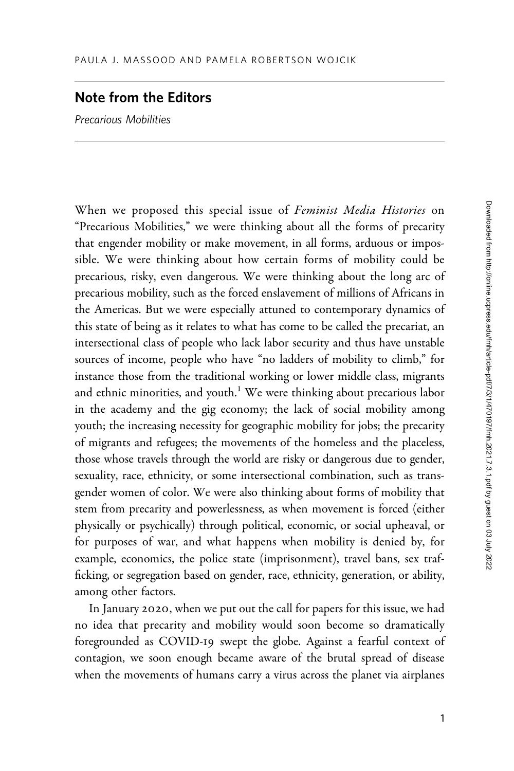PAULA J. MASSOOD AND PAMELA ROBERTSON WOJCIK

# Note from the Editors

*Precarious Mobilities*

When we proposed this special issue of *Feminist Media Histories* on "Precarious Mobilities," we were thinking about all the forms of precarity that engender mobility or make movement, in all forms, arduous or impossible. We were thinking about how certain forms of mobility could be precarious, risky, even dangerous. We were thinking about the long arc of precarious mobility, such as the forced enslavement of millions of Africans in the Americas. But we were especially attuned to contemporary dynamics of this state of being as it relates to what has come to be called the precariat, an intersectional class of people who lack labor security and thus have unstable sources of income, people who have "no ladders of mobility to climb," for instance those from the traditional working or lower middle class, migrants and ethnic minorities, and youth.[1] We were thinking about precarious labor in the academy and the gig economy; the lack of social mobility among youth; the increasing necessity for geographic mobility for jobs; the precarity of migrants and refugees; the movements of the homeless and the placeless, those whose travels through the world are risky or dangerous due to gender, sexuality, race, ethnicity, or some intersectional combination, such as transgender women of color. We were also thinking about forms of mobility that stem from precarity and powerlessness, as when movement is forced (either physically or psychically) through political, economic, or social upheaval, or for purposes of war, and what happens when mobility is denied by, for example, economics, the police state (imprisonment), travel bans, sex trafficking, or segregation based on gender, race, ethnicity, generation, or ability, among other factors.

In January 2020, when we put out the call for papers for this issue, we had no idea that precarity and mobility would soon become so dramatically foregrounded as COVID-19 swept the globe. Against a fearful context of contagion, we soon enough became aware of the brutal spread of disease when the movements of humans carry a virus across the planet via airplanes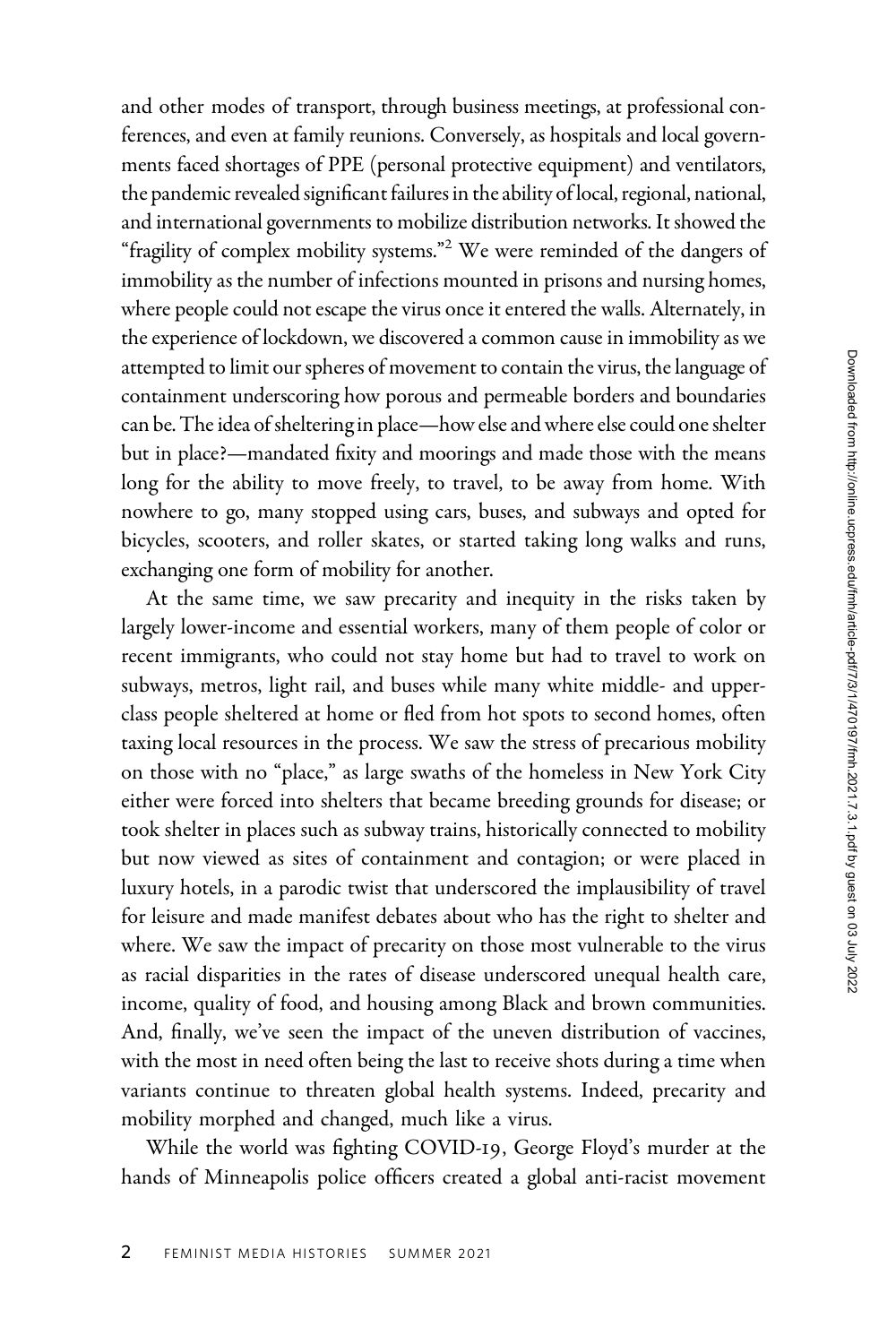and other modes of transport, through business meetings, at professional conferences, and even at family reunions. Conversely, as hospitals and local governments faced shortages of PPE (personal protective equipment) and ventilators, the pandemic revealed significant failures in the ability of local, regional, national, and international governments to mobilize distribution networks. It showed the "fragility of complex mobility systems."[2] We were reminded of the dangers of immobility as the number of infections mounted in prisons and nursing homes, where people could not escape the virus once it entered the walls. Alternately, in the experience of lockdown, we discovered a common cause in immobility as we attempted to limit our spheres of movement to contain the virus, the language of containment underscoring how porous and permeable borders and boundaries can be. The idea of sheltering in place—how else and where else could one shelter but in place?—mandated fixity and moorings and made those with the means long for the ability to move freely, to travel, to be away from home. With nowhere to go, many stopped using cars, buses, and subways and opted for bicycles, scooters, and roller skates, or started taking long walks and runs, exchanging one form of mobility for another.

At the same time, we saw precarity and inequity in the risks taken by largely lower-income and essential workers, many of them people of color or recent immigrants, who could not stay home but had to travel to work on subways, metros, light rail, and buses while many white middle- and upper-class people sheltered at home or fled from hot spots to second homes, often taxing local resources in the process. We saw the stress of precarious mobility on those with no "place," as large swaths of the homeless in New York City either were forced into shelters that became breeding grounds for disease; or took shelter in places such as subway trains, historically connected to mobility but now viewed as sites of containment and contagion; or were placed in luxury hotels, in a parodic twist that underscored the implausibility of travel for leisure and made manifest debates about who has the right to shelter and where. We saw the impact of precarity on those most vulnerable to the virus as racial disparities in the rates of disease underscored unequal health care, income, quality of food, and housing among Black and brown communities. And, finally, we've seen the impact of the uneven distribution of vaccines, with the most in need often being the last to receive shots during a time when variants continue to threaten global health systems. Indeed, precarity and mobility morphed and changed, much like a virus.

While the world was fighting COVID-19, George Floyd's murder at the hands of Minneapolis police officers created a global anti-racist movement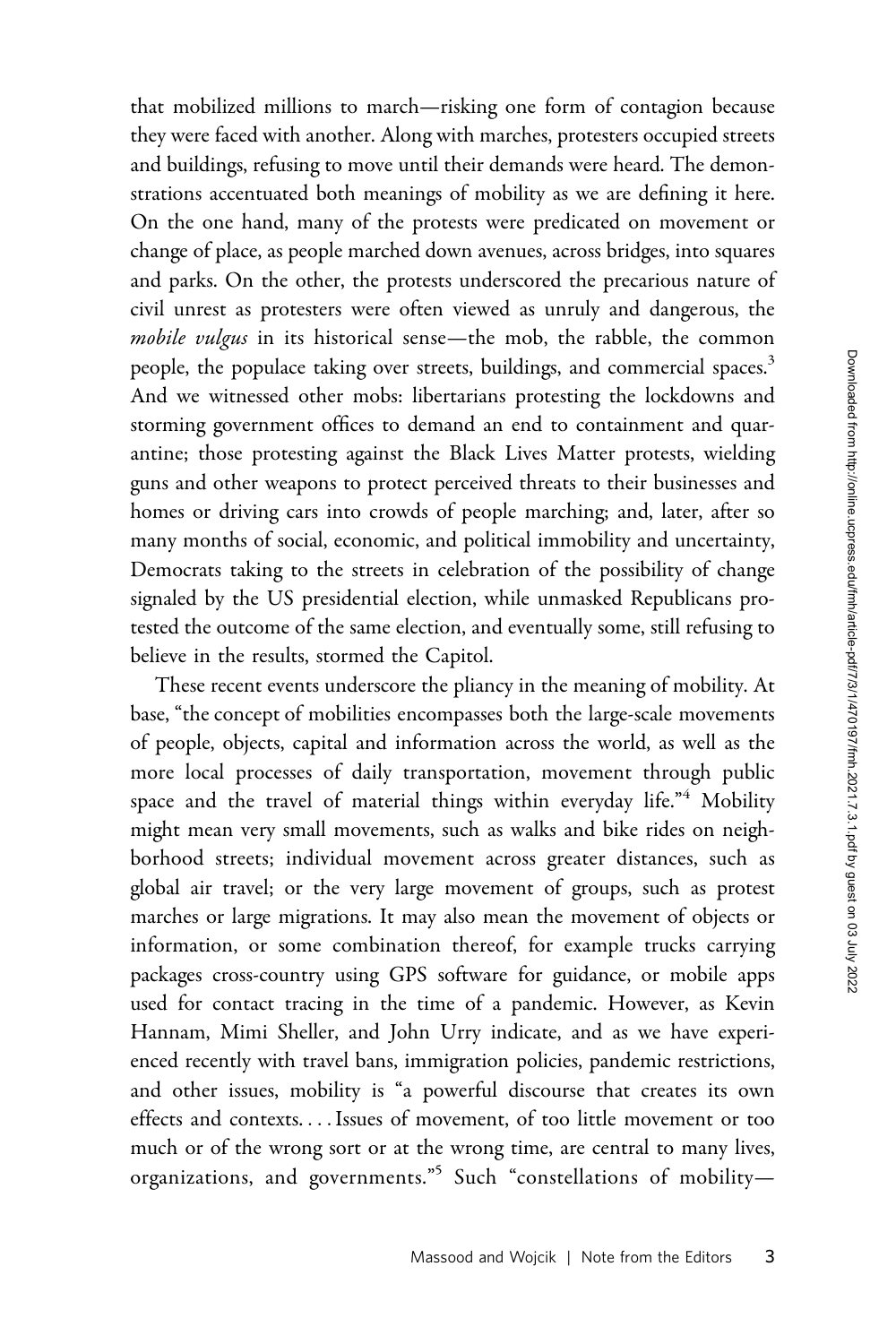that mobilized millions to march—risking one form of contagion because they were faced with another. Along with marches, protesters occupied streets and buildings, refusing to move until their demands were heard. The demonstrations accentuated both meanings of mobility as we are defining it here. On the one hand, many of the protests were predicated on movement or change of place, as people marched down avenues, across bridges, into squares and parks. On the other, the protests underscored the precarious nature of civil unrest as protesters were often viewed as unruly and dangerous, the *mobile vulgus* in its historical sense—the mob, the rabble, the common people, the populace taking over streets, buildings, and commercial spaces.[3] And we witnessed other mobs: libertarians protesting the lockdowns and storming government offices to demand an end to containment and quarantine; those protesting against the Black Lives Matter protests, wielding guns and other weapons to protect perceived threats to their businesses and homes or driving cars into crowds of people marching; and, later, after so many months of social, economic, and political immobility and uncertainty, Democrats taking to the streets in celebration of the possibility of change signaled by the US presidential election, while unmasked Republicans protested the outcome of the same election, and eventually some, still refusing to believe in the results, stormed the Capitol.

These recent events underscore the pliancy in the meaning of mobility. At base, "the concept of mobilities encompasses both the large-scale movements of people, objects, capital and information across the world, as well as the more local processes of daily transportation, movement through public space and the travel of material things within everyday life."[4] Mobility might mean very small movements, such as walks and bike rides on neighborhood streets; individual movement across greater distances, such as global air travel; or the very large movement of groups, such as protest marches or large migrations. It may also mean the movement of objects or information, or some combination thereof, for example trucks carrying packages cross-country using GPS software for guidance, or mobile apps used for contact tracing in the time of a pandemic. However, as Kevin Hannam, Mimi Sheller, and John Urry indicate, and as we have experienced recently with travel bans, immigration policies, pandemic restrictions, and other issues, mobility is "a powerful discourse that creates its own effects and contexts. . . . Issues of movement, of too little movement or too much or of the wrong sort or at the wrong time, are central to many lives, organizations, and governments."[5] Such "constellations of mobility—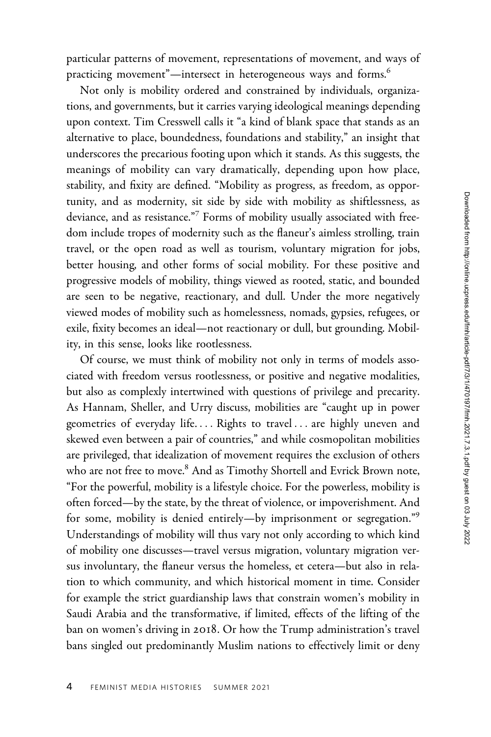particular patterns of movement, representations of movement, and ways of practicing movement"—intersect in heterogeneous ways and forms.[6]

Not only is mobility ordered and constrained by individuals, organizations, and governments, but it carries varying ideological meanings depending upon context. Tim Cresswell calls it "a kind of blank space that stands as an alternative to place, boundedness, foundations and stability," an insight that underscores the precarious footing upon which it stands. As this suggests, the meanings of mobility can vary dramatically, depending upon how place, stability, and fixity are defined. "Mobility as progress, as freedom, as opportunity, and as modernity, sit side by side with mobility as shiftlessness, as deviance, and as resistance."[7] Forms of mobility usually associated with freedom include tropes of modernity such as the flaneur's aimless strolling, train travel, or the open road as well as tourism, voluntary migration for jobs, better housing, and other forms of social mobility. For these positive and progressive models of mobility, things viewed as rooted, static, and bounded are seen to be negative, reactionary, and dull. Under the more negatively viewed modes of mobility such as homelessness, nomads, gypsies, refugees, or exile, fixity becomes an ideal—not reactionary or dull, but grounding. Mobility, in this sense, looks like rootlessness.

Of course, we must think of mobility not only in terms of models associated with freedom versus rootlessness, or positive and negative modalities, but also as complexly intertwined with questions of privilege and precarity. As Hannam, Sheller, and Urry discuss, mobilities are "caught up in power geometries of everyday life. . . . Rights to travel . . . are highly uneven and skewed even between a pair of countries," and while cosmopolitan mobilities are privileged, that idealization of movement requires the exclusion of others who are not free to move.[8] And as Timothy Shortell and Evrick Brown note, "For the powerful, mobility is a lifestyle choice. For the powerless, mobility is often forced—by the state, by the threat of violence, or impoverishment. And for some, mobility is denied entirely—by imprisonment or segregation."[9] Understandings of mobility will thus vary not only according to which kind of mobility one discusses—travel versus migration, voluntary migration versus involuntary, the flaneur versus the homeless, et cetera—but also in relation to which community, and which historical moment in time. Consider for example the strict guardianship laws that constrain women's mobility in Saudi Arabia and the transformative, if limited, effects of the lifting of the ban on women's driving in 2018. Or how the Trump administration's travel bans singled out predominantly Muslim nations to effectively limit or deny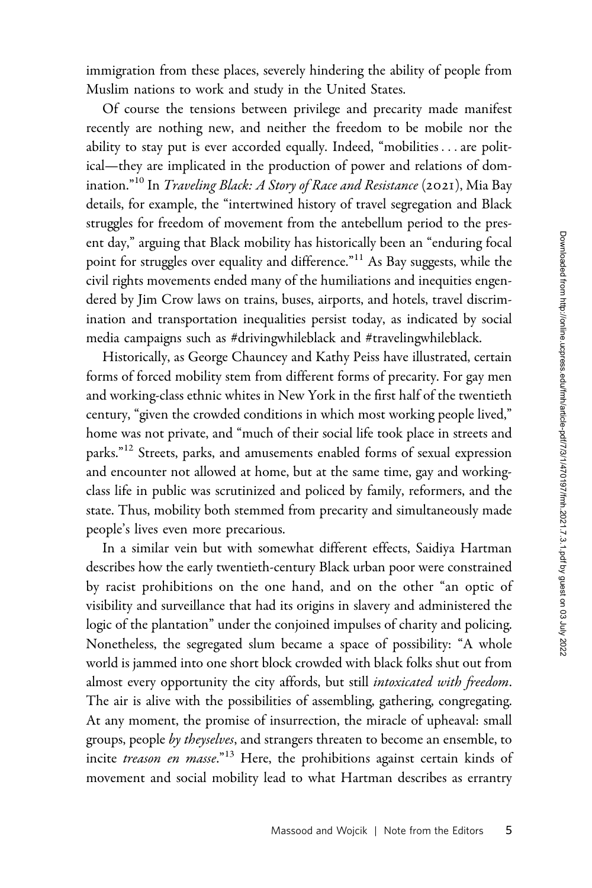immigration from these places, severely hindering the ability of people from Muslim nations to work and study in the United States.

Of course the tensions between privilege and precarity made manifest recently are nothing new, and neither the freedom to be mobile nor the ability to stay put is ever accorded equally. Indeed, "mobilities . . . are political—they are implicated in the production of power and relations of domination."[10] In *Traveling Black: A Story of Race and Resistance* (2021), Mia Bay details, for example, the "intertwined history of travel segregation and Black struggles for freedom of movement from the antebellum period to the present day," arguing that Black mobility has historically been an "enduring focal point for struggles over equality and difference."[11] As Bay suggests, while the civil rights movements ended many of the humiliations and inequities engendered by Jim Crow laws on trains, buses, airports, and hotels, travel discrimination and transportation inequalities persist today, as indicated by social media campaigns such as #drivingwhileblack and #travelingwhileblack.

Historically, as George Chauncey and Kathy Peiss have illustrated, certain forms of forced mobility stem from different forms of precarity. For gay men and working-class ethnic whites in New York in the first half of the twentieth century, "given the crowded conditions in which most working people lived," home was not private, and "much of their social life took place in streets and parks."[12] Streets, parks, and amusements enabled forms of sexual expression and encounter not allowed at home, but at the same time, gay and working-class life in public was scrutinized and policed by family, reformers, and the state. Thus, mobility both stemmed from precarity and simultaneously made people's lives even more precarious.

In a similar vein but with somewhat different effects, Saidiya Hartman describes how the early twentieth-century Black urban poor were constrained by racist prohibitions on the one hand, and on the other "an optic of visibility and surveillance that had its origins in slavery and administered the logic of the plantation" under the conjoined impulses of charity and policing. Nonetheless, the segregated slum became a space of possibility: "A whole world is jammed into one short block crowded with black folks shut out from almost every opportunity the city affords, but still *intoxicated with freedom*. The air is alive with the possibilities of assembling, gathering, congregating. At any moment, the promise of insurrection, the miracle of upheaval: small groups, people *by theyselves*, and strangers threaten to become an ensemble, to incite *treason en masse*."[13] Here, the prohibitions against certain kinds of movement and social mobility lead to what Hartman describes as errantry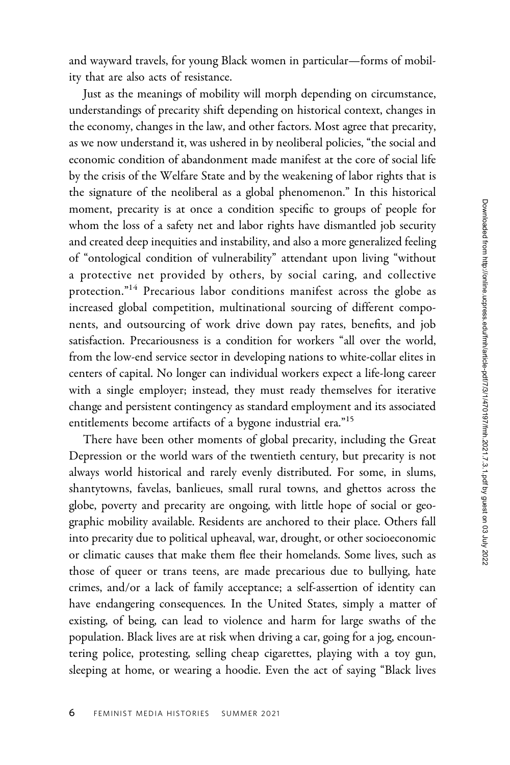and wayward travels, for young Black women in particular—forms of mobility that are also acts of resistance.

Just as the meanings of mobility will morph depending on circumstance, understandings of precarity shift depending on historical context, changes in the economy, changes in the law, and other factors. Most agree that precarity, as we now understand it, was ushered in by neoliberal policies, "the social and economic condition of abandonment made manifest at the core of social life by the crisis of the Welfare State and by the weakening of labor rights that is the signature of the neoliberal as a global phenomenon." In this historical moment, precarity is at once a condition specific to groups of people for whom the loss of a safety net and labor rights have dismantled job security and created deep inequities and instability, and also a more generalized feeling of "ontological condition of vulnerability" attendant upon living "without a protective net provided by others, by social caring, and collective protection."[14] Precarious labor conditions manifest across the globe as increased global competition, multinational sourcing of different components, and outsourcing of work drive down pay rates, benefits, and job satisfaction. Precariousness is a condition for workers "all over the world, from the low-end service sector in developing nations to white-collar elites in centers of capital. No longer can individual workers expect a life-long career with a single employer; instead, they must ready themselves for iterative change and persistent contingency as standard employment and its associated entitlements become artifacts of a bygone industrial era."[15]

There have been other moments of global precarity, including the Great Depression or the world wars of the twentieth century, but precarity is not always world historical and rarely evenly distributed. For some, in slums, shantytowns, favelas, banlieues, small rural towns, and ghettos across the globe, poverty and precarity are ongoing, with little hope of social or geographic mobility available. Residents are anchored to their place. Others fall into precarity due to political upheaval, war, drought, or other socioeconomic or climatic causes that make them flee their homelands. Some lives, such as those of queer or trans teens, are made precarious due to bullying, hate crimes, and/or a lack of family acceptance; a self-assertion of identity can have endangering consequences. In the United States, simply a matter of existing, of being, can lead to violence and harm for large swaths of the population. Black lives are at risk when driving a car, going for a jog, encountering police, protesting, selling cheap cigarettes, playing with a toy gun, sleeping at home, or wearing a hoodie. Even the act of saying "Black lives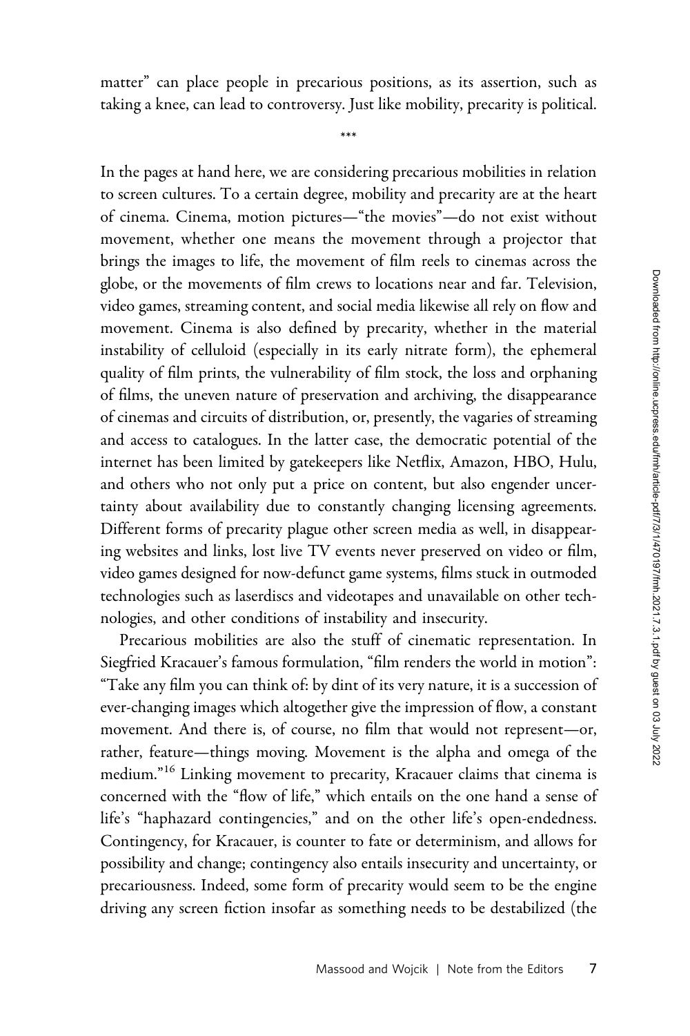matter" can place people in precarious positions, as its assertion, such as taking a knee, can lead to controversy. Just like mobility, precarity is political.

\*\*\*

In the pages at hand here, we are considering precarious mobilities in relation to screen cultures. To a certain degree, mobility and precarity are at the heart of cinema. Cinema, motion pictures—"the movies"—do not exist without movement, whether one means the movement through a projector that brings the images to life, the movement of film reels to cinemas across the globe, or the movements of film crews to locations near and far. Television, video games, streaming content, and social media likewise all rely on flow and movement. Cinema is also defined by precarity, whether in the material instability of celluloid (especially in its early nitrate form), the ephemeral quality of film prints, the vulnerability of film stock, the loss and orphaning of films, the uneven nature of preservation and archiving, the disappearance of cinemas and circuits of distribution, or, presently, the vagaries of streaming and access to catalogues. In the latter case, the democratic potential of the internet has been limited by gatekeepers like Netflix, Amazon, HBO, Hulu, and others who not only put a price on content, but also engender uncertainty about availability due to constantly changing licensing agreements. Different forms of precarity plague other screen media as well, in disappearing websites and links, lost live TV events never preserved on video or film, video games designed for now-defunct game systems, films stuck in outmoded technologies such as laserdiscs and videotapes and unavailable on other technologies, and other conditions of instability and insecurity.

Precarious mobilities are also the stuff of cinematic representation. In Siegfried Kracauer's famous formulation, "film renders the world in motion": "Take any film you can think of: by dint of its very nature, it is a succession of ever-changing images which altogether give the impression of flow, a constant movement. And there is, of course, no film that would not represent—or, rather, feature—things moving. Movement is the alpha and omega of the medium."[16] Linking movement to precarity, Kracauer claims that cinema is concerned with the "flow of life," which entails on the one hand a sense of life's "haphazard contingencies," and on the other life's open-endedness. Contingency, for Kracauer, is counter to fate or determinism, and allows for possibility and change; contingency also entails insecurity and uncertainty, or precariousness. Indeed, some form of precarity would seem to be the engine driving any screen fiction insofar as something needs to be destabilized (the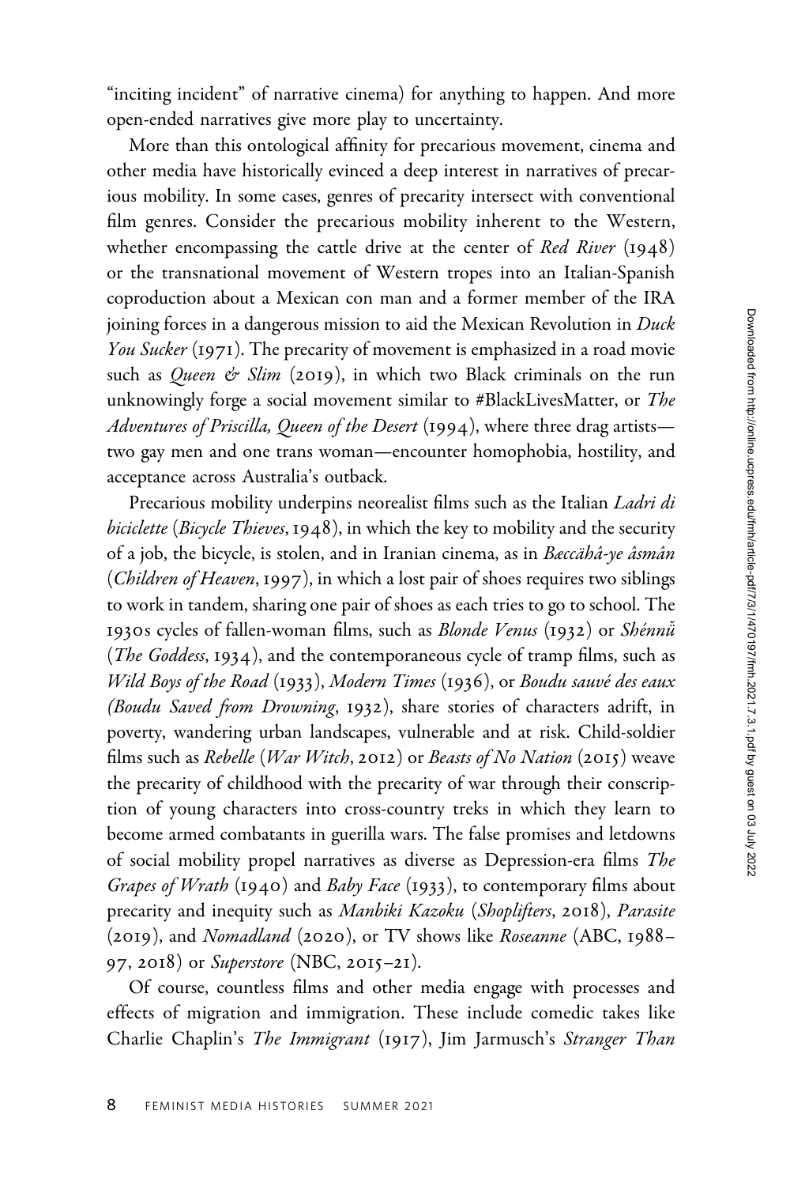"inciting incident" of narrative cinema) for anything to happen. And more open-ended narratives give more play to uncertainty.

More than this ontological affinity for precarious movement, cinema and other media have historically evinced a deep interest in narratives of precarious mobility. In some cases, genres of precarity intersect with conventional film genres. Consider the precarious mobility inherent to the Western, whether encompassing the cattle drive at the center of *Red River* (1948) or the transnational movement of Western tropes into an Italian-Spanish coproduction about a Mexican con man and a former member of the IRA joining forces in a dangerous mission to aid the Mexican Revolution in *Duck You Sucker* (1971). The precarity of movement is emphasized in a road movie such as *Queen & Slim* (2019), in which two Black criminals on the run unknowingly forge a social movement similar to #BlackLivesMatter, or *The Adventures of Priscilla, Queen of the Desert* (1994), where three drag artists—two gay men and one trans woman—encounter homophobia, hostility, and acceptance across Australia's outback.

Precarious mobility underpins neorealist films such as the Italian *Ladri di biciclette* (*Bicycle Thieves*, 1948), in which the key to mobility and the security of a job, the bicycle, is stolen, and in Iranian cinema, as in *Bæccähâ-ye âsmân* (*Children of Heaven*, 1997), in which a lost pair of shoes requires two siblings to work in tandem, sharing one pair of shoes as each tries to go to school. The 1930s cycles of fallen-woman films, such as *Blonde Venus* (1932) or *Shénnǚ* (*The Goddess*, 1934), and the contemporaneous cycle of tramp films, such as *Wild Boys of the Road* (1933), *Modern Times* (1936), or *Boudu sauvé des eaux (Boudu Saved from Drowning*, 1932), share stories of characters adrift, in poverty, wandering urban landscapes, vulnerable and at risk. Child-soldier films such as *Rebelle* (*War Witch*, 2012) or *Beasts of No Nation* (2015) weave the precarity of childhood with the precarity of war through their conscription of young characters into cross-country treks in which they learn to become armed combatants in guerilla wars. The false promises and letdowns of social mobility propel narratives as diverse as Depression-era films *The Grapes of Wrath* (1940) and *Baby Face* (1933), to contemporary films about precarity and inequity such as *Manbiki Kazoku* (*Shoplifters*, 2018), *Parasite* (2019), and *Nomadland* (2020), or TV shows like *Roseanne* (ABC, 1988–97, 2018) or *Superstore* (NBC, 2015–21).

Of course, countless films and other media engage with processes and effects of migration and immigration. These include comedic takes like Charlie Chaplin's *The Immigrant* (1917), Jim Jarmusch's *Stranger Than*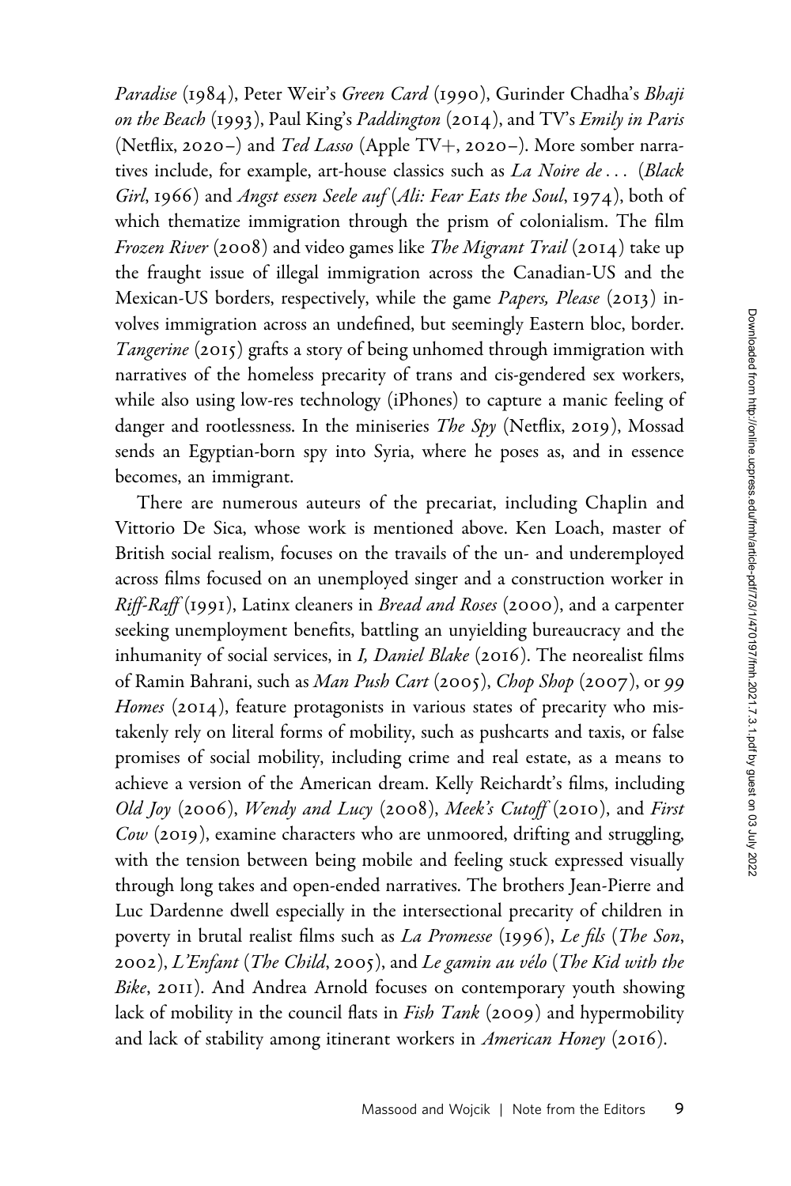*Paradise* (1984), Peter Weir's *Green Card* (1990), Gurinder Chadha's *Bhaji on the Beach* (1993), Paul King's *Paddington* (2014), and TV's *Emily in Paris* (Netflix, 2020–) and *Ted Lasso* (Apple TV+, 2020–). More somber narratives include, for example, art-house classics such as *La Noire de . . .* (*Black Girl*, 1966) and *Angst essen Seele auf* (*Ali: Fear Eats the Soul*, 1974), both of which thematize immigration through the prism of colonialism. The film *Frozen River* (2008) and video games like *The Migrant Trail* (2014) take up the fraught issue of illegal immigration across the Canadian-US and the Mexican-US borders, respectively, while the game *Papers, Please* (2013) involves immigration across an undefined, but seemingly Eastern bloc, border. *Tangerine* (2015) grafts a story of being unhomed through immigration with narratives of the homeless precarity of trans and cis-gendered sex workers, while also using low-res technology (iPhones) to capture a manic feeling of danger and rootlessness. In the miniseries *The Spy* (Netflix, 2019), Mossad sends an Egyptian-born spy into Syria, where he poses as, and in essence becomes, an immigrant.

There are numerous auteurs of the precariat, including Chaplin and Vittorio De Sica, whose work is mentioned above. Ken Loach, master of British social realism, focuses on the travails of the un- and underemployed across films focused on an unemployed singer and a construction worker in *Riff-Raff* (1991), Latinx cleaners in *Bread and Roses* (2000), and a carpenter seeking unemployment benefits, battling an unyielding bureaucracy and the inhumanity of social services, in *I, Daniel Blake* (2016). The neorealist films of Ramin Bahrani, such as *Man Push Cart* (2005), *Chop Shop* (2007), or *99 Homes* (2014), feature protagonists in various states of precarity who mistakenly rely on literal forms of mobility, such as pushcarts and taxis, or false promises of social mobility, including crime and real estate, as a means to achieve a version of the American dream. Kelly Reichardt's films, including *Old Joy* (2006), *Wendy and Lucy* (2008), *Meek's Cutoff* (2010), and *First Cow* (2019), examine characters who are unmoored, drifting and struggling, with the tension between being mobile and feeling stuck expressed visually through long takes and open-ended narratives. The brothers Jean-Pierre and Luc Dardenne dwell especially in the intersectional precarity of children in poverty in brutal realist films such as *La Promesse* (1996), *Le fils* (*The Son*, 2002), *L'Enfant* (*The Child*, 2005), and *Le gamin au vélo* (*The Kid with the Bike*, 2011). And Andrea Arnold focuses on contemporary youth showing lack of mobility in the council flats in *Fish Tank* (2009) and hypermobility and lack of stability among itinerant workers in *American Honey* (2016).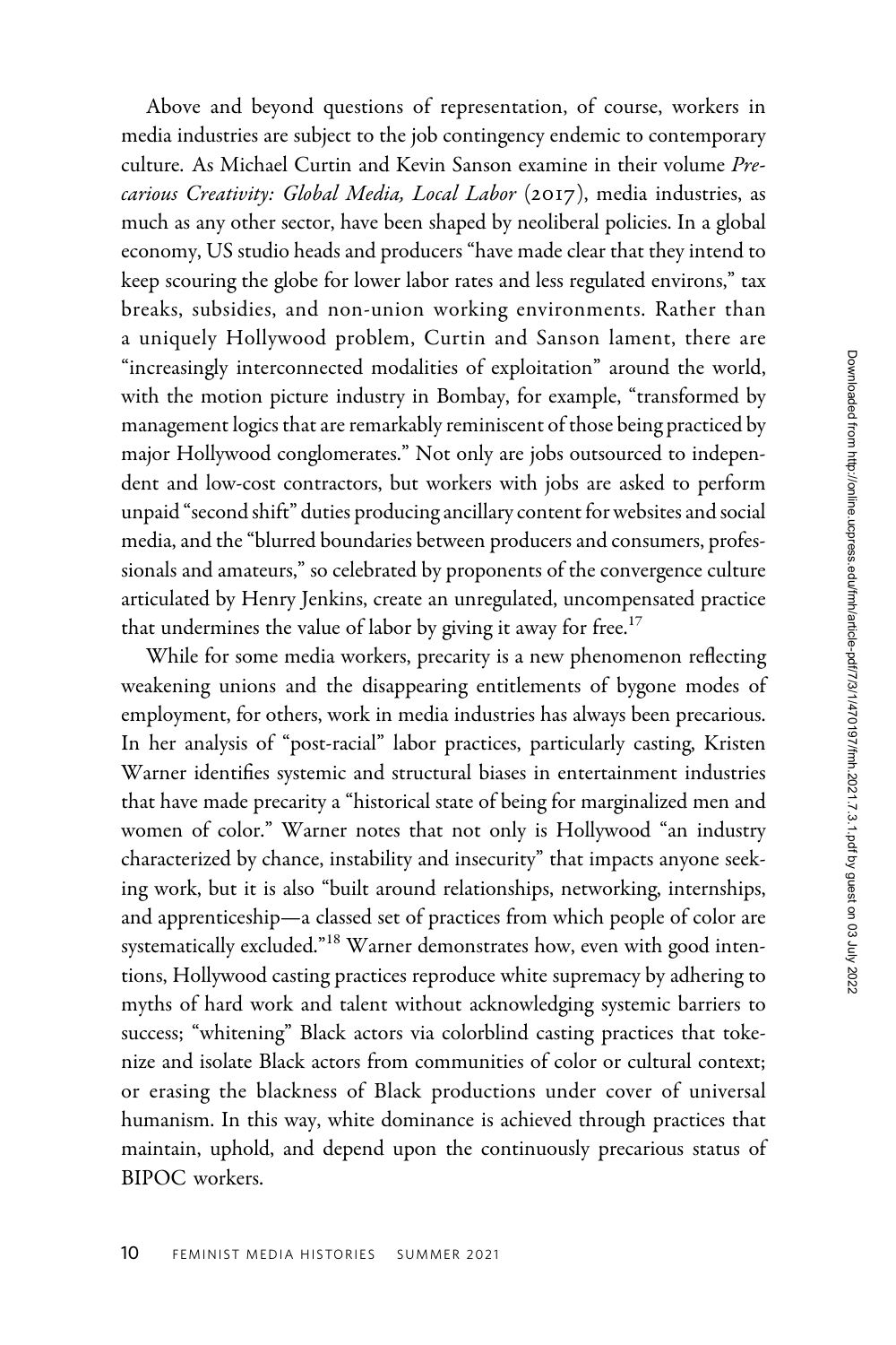Above and beyond questions of representation, of course, workers in media industries are subject to the job contingency endemic to contemporary culture. As Michael Curtin and Kevin Sanson examine in their volume *Precarious Creativity: Global Media, Local Labor* (2017), media industries, as much as any other sector, have been shaped by neoliberal policies. In a global economy, US studio heads and producers "have made clear that they intend to keep scouring the globe for lower labor rates and less regulated environs," tax breaks, subsidies, and non-union working environments. Rather than a uniquely Hollywood problem, Curtin and Sanson lament, there are "increasingly interconnected modalities of exploitation" around the world, with the motion picture industry in Bombay, for example, "transformed by management logics that are remarkably reminiscent of those being practiced by major Hollywood conglomerates." Not only are jobs outsourced to independent and low-cost contractors, but workers with jobs are asked to perform unpaid "second shift" duties producing ancillary content for websites and social media, and the "blurred boundaries between producers and consumers, professionals and amateurs," so celebrated by proponents of the convergence culture articulated by Henry Jenkins, create an unregulated, uncompensated practice that undermines the value of labor by giving it away for free.[17]

While for some media workers, precarity is a new phenomenon reflecting weakening unions and the disappearing entitlements of bygone modes of employment, for others, work in media industries has always been precarious. In her analysis of "post-racial" labor practices, particularly casting, Kristen Warner identifies systemic and structural biases in entertainment industries that have made precarity a "historical state of being for marginalized men and women of color." Warner notes that not only is Hollywood "an industry characterized by chance, instability and insecurity" that impacts anyone seeking work, but it is also "built around relationships, networking, internships, and apprenticeship—a classed set of practices from which people of color are systematically excluded."[18] Warner demonstrates how, even with good intentions, Hollywood casting practices reproduce white supremacy by adhering to myths of hard work and talent without acknowledging systemic barriers to success; "whitening" Black actors via colorblind casting practices that tokenize and isolate Black actors from communities of color or cultural context; or erasing the blackness of Black productions under cover of universal humanism. In this way, white dominance is achieved through practices that maintain, uphold, and depend upon the continuously precarious status of BIPOC workers.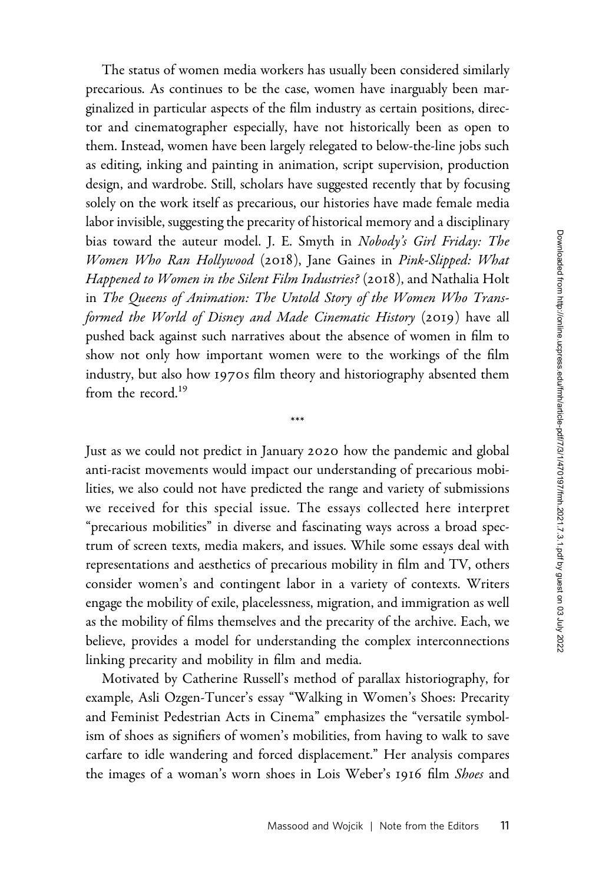The status of women media workers has usually been considered similarly precarious. As continues to be the case, women have inarguably been marginalized in particular aspects of the film industry as certain positions, director and cinematographer especially, have not historically been as open to them. Instead, women have been largely relegated to below-the-line jobs such as editing, inking and painting in animation, script supervision, production design, and wardrobe. Still, scholars have suggested recently that by focusing solely on the work itself as precarious, our histories have made female media labor invisible, suggesting the precarity of historical memory and a disciplinary bias toward the auteur model. J. E. Smyth in *Nobody's Girl Friday: The Women Who Ran Hollywood* (2018), Jane Gaines in *Pink-Slipped: What Happened to Women in the Silent Film Industries?* (2018), and Nathalia Holt in *The Queens of Animation: The Untold Story of the Women Who Transformed the World of Disney and Made Cinematic History* (2019) have all pushed back against such narratives about the absence of women in film to show not only how important women were to the workings of the film industry, but also how 1970s film theory and historiography absented them from the record.[19]

\*\*\*

Just as we could not predict in January 2020 how the pandemic and global anti-racist movements would impact our understanding of precarious mobilities, we also could not have predicted the range and variety of submissions we received for this special issue. The essays collected here interpret "precarious mobilities" in diverse and fascinating ways across a broad spectrum of screen texts, media makers, and issues. While some essays deal with representations and aesthetics of precarious mobility in film and TV, others consider women's and contingent labor in a variety of contexts. Writers engage the mobility of exile, placelessness, migration, and immigration as well as the mobility of films themselves and the precarity of the archive. Each, we believe, provides a model for understanding the complex interconnections linking precarity and mobility in film and media.

Motivated by Catherine Russell's method of parallax historiography, for example, Asli Ozgen-Tuncer's essay "Walking in Women's Shoes: Precarity and Feminist Pedestrian Acts in Cinema" emphasizes the "versatile symbolism of shoes as signifiers of women's mobilities, from having to walk to save carfare to idle wandering and forced displacement." Her analysis compares the images of a woman's worn shoes in Lois Weber's 1916 film *Shoes* and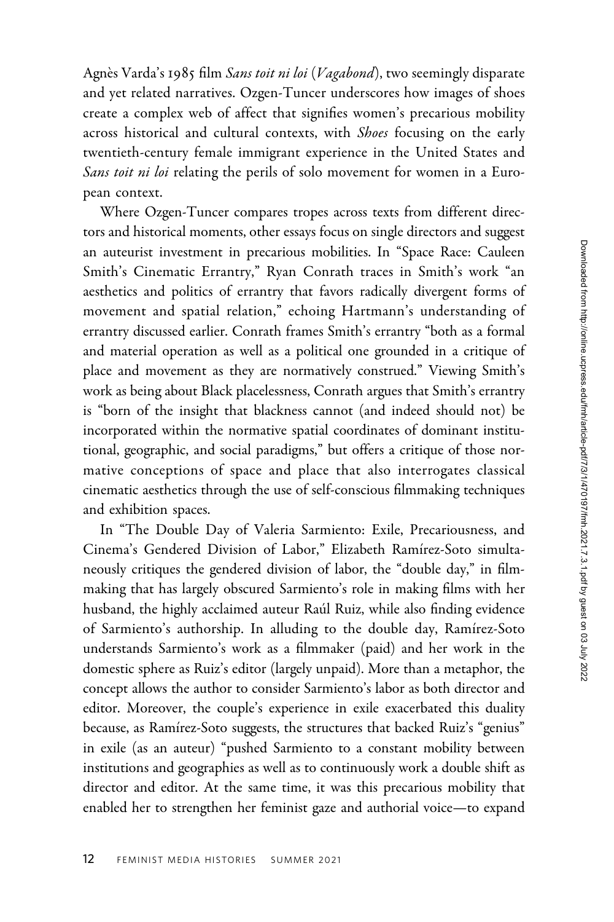Agnès Varda's 1985 film *Sans toit ni loi* (*Vagabond*), two seemingly disparate and yet related narratives. Ozgen-Tuncer underscores how images of shoes create a complex web of affect that signifies women's precarious mobility across historical and cultural contexts, with *Shoes* focusing on the early twentieth-century female immigrant experience in the United States and *Sans toit ni loi* relating the perils of solo movement for women in a European context.

Where Ozgen-Tuncer compares tropes across texts from different directors and historical moments, other essays focus on single directors and suggest an auteurist investment in precarious mobilities. In "Space Race: Cauleen Smith's Cinematic Errantry," Ryan Conrath traces in Smith's work "an aesthetics and politics of errantry that favors radically divergent forms of movement and spatial relation," echoing Hartmann's understanding of errantry discussed earlier. Conrath frames Smith's errantry "both as a formal and material operation as well as a political one grounded in a critique of place and movement as they are normatively construed." Viewing Smith's work as being about Black placelessness, Conrath argues that Smith's errantry is "born of the insight that blackness cannot (and indeed should not) be incorporated within the normative spatial coordinates of dominant institutional, geographic, and social paradigms," but offers a critique of those normative conceptions of space and place that also interrogates classical cinematic aesthetics through the use of self-conscious filmmaking techniques and exhibition spaces.

In "The Double Day of Valeria Sarmiento: Exile, Precariousness, and Cinema's Gendered Division of Labor," Elizabeth Ramírez-Soto simultaneously critiques the gendered division of labor, the "double day," in filmmaking that has largely obscured Sarmiento's role in making films with her husband, the highly acclaimed auteur Raúl Ruiz, while also finding evidence of Sarmiento's authorship. In alluding to the double day, Ramírez-Soto understands Sarmiento's work as a filmmaker (paid) and her work in the domestic sphere as Ruiz's editor (largely unpaid). More than a metaphor, the concept allows the author to consider Sarmiento's labor as both director and editor. Moreover, the couple's experience in exile exacerbated this duality because, as Ramírez-Soto suggests, the structures that backed Ruiz's "genius" in exile (as an auteur) "pushed Sarmiento to a constant mobility between institutions and geographies as well as to continuously work a double shift as director and editor. At the same time, it was this precarious mobility that enabled her to strengthen her feminist gaze and authorial voice—to expand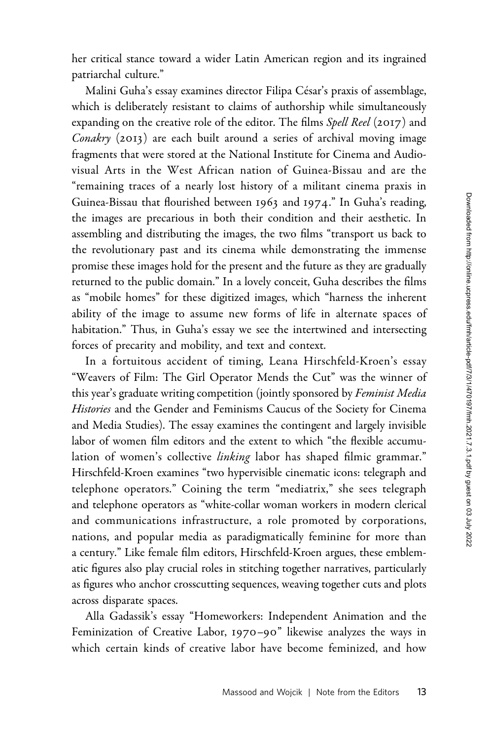her critical stance toward a wider Latin American region and its ingrained patriarchal culture."

Malini Guha's essay examines director Filipa César's praxis of assemblage, which is deliberately resistant to claims of authorship while simultaneously expanding on the creative role of the editor. The films *Spell Reel* (2017) and *Conakry* (2013) are each built around a series of archival moving image fragments that were stored at the National Institute for Cinema and Audiovisual Arts in the West African nation of Guinea-Bissau and are the "remaining traces of a nearly lost history of a militant cinema praxis in Guinea-Bissau that flourished between 1963 and 1974." In Guha's reading, the images are precarious in both their condition and their aesthetic. In assembling and distributing the images, the two films "transport us back to the revolutionary past and its cinema while demonstrating the immense promise these images hold for the present and the future as they are gradually returned to the public domain." In a lovely conceit, Guha describes the films as "mobile homes" for these digitized images, which "harness the inherent ability of the image to assume new forms of life in alternate spaces of habitation." Thus, in Guha's essay we see the intertwined and intersecting forces of precarity and mobility, and text and context.

In a fortuitous accident of timing, Leana Hirschfeld-Kroen's essay "Weavers of Film: The Girl Operator Mends the Cut" was the winner of this year's graduate writing competition (jointly sponsored by *Feminist Media Histories* and the Gender and Feminisms Caucus of the Society for Cinema and Media Studies). The essay examines the contingent and largely invisible labor of women film editors and the extent to which "the flexible accumulation of women's collective *linking* labor has shaped filmic grammar." Hirschfeld-Kroen examines "two hypervisible cinematic icons: telegraph and telephone operators." Coining the term "mediatrix," she sees telegraph and telephone operators as "white-collar woman workers in modern clerical and communications infrastructure, a role promoted by corporations, nations, and popular media as paradigmatically feminine for more than a century." Like female film editors, Hirschfeld-Kroen argues, these emblematic figures also play crucial roles in stitching together narratives, particularly as figures who anchor crosscutting sequences, weaving together cuts and plots across disparate spaces.

Alla Gadassik's essay "Homeworkers: Independent Animation and the Feminization of Creative Labor, 1970–90" likewise analyzes the ways in which certain kinds of creative labor have become feminized, and how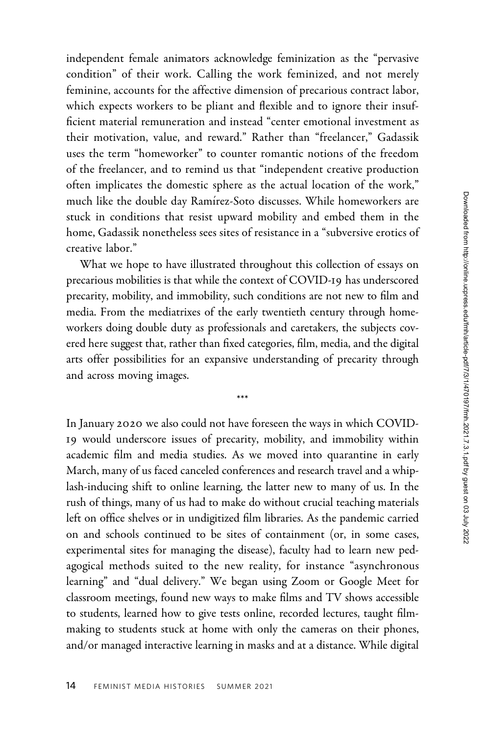independent female animators acknowledge feminization as the "pervasive condition" of their work. Calling the work feminized, and not merely feminine, accounts for the affective dimension of precarious contract labor, which expects workers to be pliant and flexible and to ignore their insufficient material remuneration and instead "center emotional investment as their motivation, value, and reward." Rather than "freelancer," Gadassik uses the term "homeworker" to counter romantic notions of the freedom of the freelancer, and to remind us that "independent creative production often implicates the domestic sphere as the actual location of the work," much like the double day Ramírez-Soto discusses. While homeworkers are stuck in conditions that resist upward mobility and embed them in the home, Gadassik nonetheless sees sites of resistance in a "subversive erotics of creative labor."

What we hope to have illustrated throughout this collection of essays on precarious mobilities is that while the context of COVID-19 has underscored precarity, mobility, and immobility, such conditions are not new to film and media. From the mediatrixes of the early twentieth century through homeworkers doing double duty as professionals and caretakers, the subjects covered here suggest that, rather than fixed categories, film, media, and the digital arts offer possibilities for an expansive understanding of precarity through and across moving images.

\*\*\*

In January 2020 we also could not have foreseen the ways in which COVID-19 would underscore issues of precarity, mobility, and immobility within academic film and media studies. As we moved into quarantine in early March, many of us faced canceled conferences and research travel and a whiplash-inducing shift to online learning, the latter new to many of us. In the rush of things, many of us had to make do without crucial teaching materials left on office shelves or in undigitized film libraries. As the pandemic carried on and schools continued to be sites of containment (or, in some cases, experimental sites for managing the disease), faculty had to learn new pedagogical methods suited to the new reality, for instance "asynchronous learning" and "dual delivery." We began using Zoom or Google Meet for classroom meetings, found new ways to make films and TV shows accessible to students, learned how to give tests online, recorded lectures, taught filmmaking to students stuck at home with only the cameras on their phones, and/or managed interactive learning in masks and at a distance. While digital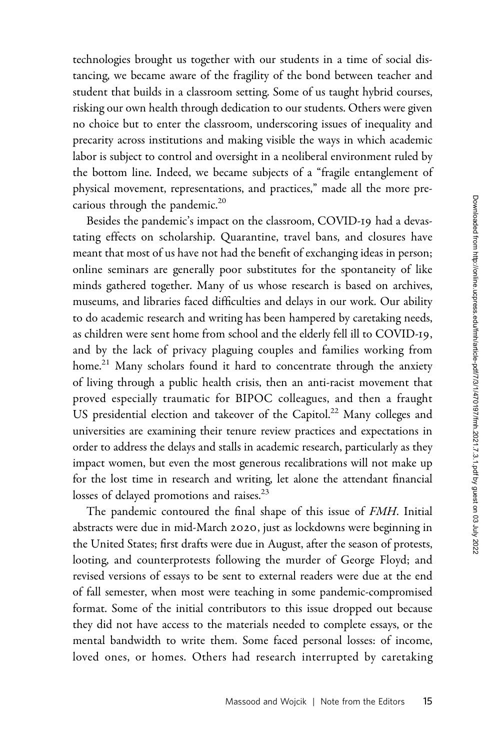technologies brought us together with our students in a time of social distancing, we became aware of the fragility of the bond between teacher and student that builds in a classroom setting. Some of us taught hybrid courses, risking our own health through dedication to our students. Others were given no choice but to enter the classroom, underscoring issues of inequality and precarity across institutions and making visible the ways in which academic labor is subject to control and oversight in a neoliberal environment ruled by the bottom line. Indeed, we became subjects of a "fragile entanglement of physical movement, representations, and practices," made all the more precarious through the pandemic.[20]

Besides the pandemic's impact on the classroom, COVID-19 had a devastating effects on scholarship. Quarantine, travel bans, and closures have meant that most of us have not had the benefit of exchanging ideas in person; online seminars are generally poor substitutes for the spontaneity of like minds gathered together. Many of us whose research is based on archives, museums, and libraries faced difficulties and delays in our work. Our ability to do academic research and writing has been hampered by caretaking needs, as children were sent home from school and the elderly fell ill to COVID-19, and by the lack of privacy plaguing couples and families working from home.[21] Many scholars found it hard to concentrate through the anxiety of living through a public health crisis, then an anti-racist movement that proved especially traumatic for BIPOC colleagues, and then a fraught US presidential election and takeover of the Capitol.[22] Many colleges and universities are examining their tenure review practices and expectations in order to address the delays and stalls in academic research, particularly as they impact women, but even the most generous recalibrations will not make up for the lost time in research and writing, let alone the attendant financial losses of delayed promotions and raises.[23]

The pandemic contoured the final shape of this issue of *FMH*. Initial abstracts were due in mid-March 2020, just as lockdowns were beginning in the United States; first drafts were due in August, after the season of protests, looting, and counterprotests following the murder of George Floyd; and revised versions of essays to be sent to external readers were due at the end of fall semester, when most were teaching in some pandemic-compromised format. Some of the initial contributors to this issue dropped out because they did not have access to the materials needed to complete essays, or the mental bandwidth to write them. Some faced personal losses: of income, loved ones, or homes. Others had research interrupted by caretaking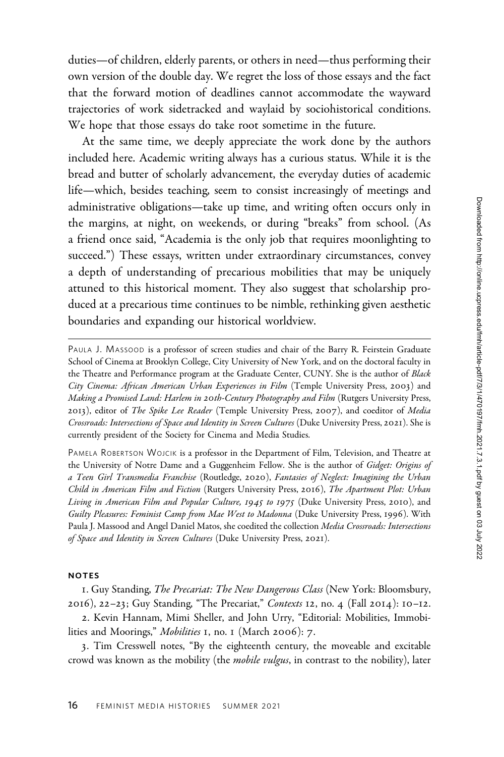duties—of children, elderly parents, or others in need—thus performing their own version of the double day. We regret the loss of those essays and the fact that the forward motion of deadlines cannot accommodate the wayward trajectories of work sidetracked and waylaid by sociohistorical conditions. We hope that those essays do take root sometime in the future.

At the same time, we deeply appreciate the work done by the authors included here. Academic writing always has a curious status. While it is the bread and butter of scholarly advancement, the everyday duties of academic life—which, besides teaching, seem to consist increasingly of meetings and administrative obligations—take up time, and writing often occurs only in the margins, at night, on weekends, or during "breaks" from school. (As a friend once said, "Academia is the only job that requires moonlighting to succeed.") These essays, written under extraordinary circumstances, convey a depth of understanding of precarious mobilities that may be uniquely attuned to this historical moment. They also suggest that scholarship produced at a precarious time continues to be nimble, rethinking given aesthetic boundaries and expanding our historical worldview.

---

PAULA J. MASSOOD is a professor of screen studies and chair of the Barry R. Feirstein Graduate School of Cinema at Brooklyn College, City University of New York, and on the doctoral faculty in the Theatre and Performance program at the Graduate Center, CUNY. She is the author of *Black City Cinema: African American Urban Experiences in Film* (Temple University Press, 2003) and *Making a Promised Land: Harlem in 20th-Century Photography and Film* (Rutgers University Press, 2013), editor of *The Spike Lee Reader* (Temple University Press, 2007), and coeditor of *Media Crossroads: Intersections of Space and Identity in Screen Cultures* (Duke University Press, 2021). She is currently president of the Society for Cinema and Media Studies.

PAMELA ROBERTSON WOJCIK is a professor in the Department of Film, Television, and Theatre at the University of Notre Dame and a Guggenheim Fellow. She is the author of *Gidget: Origins of a Teen Girl Transmedia Franchise* (Routledge, 2020), *Fantasies of Neglect: Imagining the Urban Child in American Film and Fiction* (Rutgers University Press, 2016), *The Apartment Plot: Urban Living in American Film and Popular Culture, 1945 to 1975* (Duke University Press, 2010), and *Guilty Pleasures: Feminist Camp from Mae West to Madonna* (Duke University Press, 1996). With Paula J. Massood and Angel Daniel Matos, she coedited the collection *Media Crossroads: Intersections of Space and Identity in Screen Cultures* (Duke University Press, 2021).

## NOTES

1. Guy Standing, *The Precariat: The New Dangerous Class* (New York: Bloomsbury, 2016), 22–23; Guy Standing, "The Precariat," *Contexts* 12, no. 4 (Fall 2014): 10–12.

2. Kevin Hannam, Mimi Sheller, and John Urry, "Editorial: Mobilities, Immobilities and Moorings," *Mobilities* 1, no. 1 (March 2006): 7.

3. Tim Cresswell notes, "By the eighteenth century, the moveable and excitable crowd was known as the mobility (the *mobile vulgus*, in contrast to the nobility), later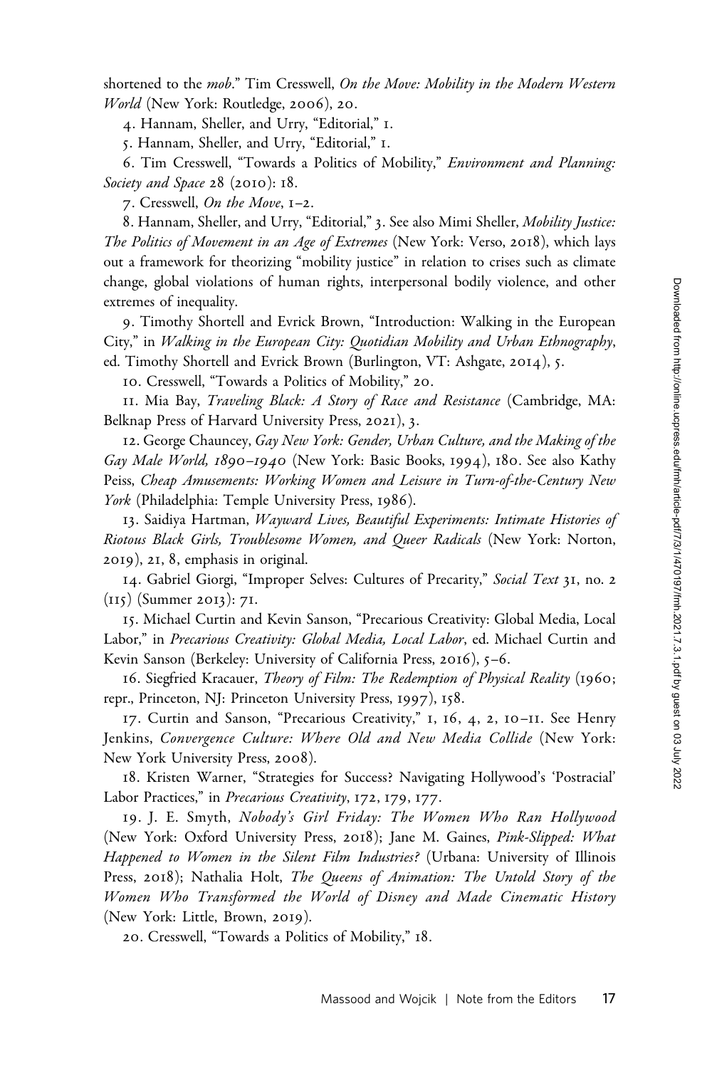shortened to the *mob*." Tim Cresswell, *On the Move: Mobility in the Modern Western World* (New York: Routledge, 2006), 20.

4. Hannam, Sheller, and Urry, "Editorial," 1.

5. Hannam, Sheller, and Urry, "Editorial," 1.

6. Tim Cresswell, "Towards a Politics of Mobility," *Environment and Planning: Society and Space* 28 (2010): 18.

7. Cresswell, *On the Move*, 1–2.

8. Hannam, Sheller, and Urry, "Editorial," 3. See also Mimi Sheller, *Mobility Justice: The Politics of Movement in an Age of Extremes* (New York: Verso, 2018), which lays out a framework for theorizing "mobility justice" in relation to crises such as climate change, global violations of human rights, interpersonal bodily violence, and other extremes of inequality.

9. Timothy Shortell and Evrick Brown, "Introduction: Walking in the European City," in *Walking in the European City: Quotidian Mobility and Urban Ethnography*, ed. Timothy Shortell and Evrick Brown (Burlington, VT: Ashgate, 2014), 5.

10. Cresswell, "Towards a Politics of Mobility," 20.

11. Mia Bay, *Traveling Black: A Story of Race and Resistance* (Cambridge, MA: Belknap Press of Harvard University Press, 2021), 3.

12. George Chauncey, *Gay New York: Gender, Urban Culture, and the Making of the Gay Male World, 1890–1940* (New York: Basic Books, 1994), 180. See also Kathy Peiss, *Cheap Amusements: Working Women and Leisure in Turn-of-the-Century New York* (Philadelphia: Temple University Press, 1986).

13. Saidiya Hartman, *Wayward Lives, Beautiful Experiments: Intimate Histories of Riotous Black Girls, Troublesome Women, and Queer Radicals* (New York: Norton, 2019), 21, 8, emphasis in original.

14. Gabriel Giorgi, "Improper Selves: Cultures of Precarity," *Social Text* 31, no. 2 (115) (Summer 2013): 71.

15. Michael Curtin and Kevin Sanson, "Precarious Creativity: Global Media, Local Labor," in *Precarious Creativity: Global Media, Local Labor*, ed. Michael Curtin and Kevin Sanson (Berkeley: University of California Press, 2016), 5–6.

16. Siegfried Kracauer, *Theory of Film: The Redemption of Physical Reality* (1960; repr., Princeton, NJ: Princeton University Press, 1997), 158.

17. Curtin and Sanson, "Precarious Creativity," 1, 16, 4, 2, 10–11. See Henry Jenkins, *Convergence Culture: Where Old and New Media Collide* (New York: New York University Press, 2008).

18. Kristen Warner, "Strategies for Success? Navigating Hollywood's 'Postracial' Labor Practices," in *Precarious Creativity*, 172, 179, 177.

19. J. E. Smyth, *Nobody's Girl Friday: The Women Who Ran Hollywood* (New York: Oxford University Press, 2018); Jane M. Gaines, *Pink-Slipped: What Happened to Women in the Silent Film Industries?* (Urbana: University of Illinois Press, 2018); Nathalia Holt, *The Queens of Animation: The Untold Story of the Women Who Transformed the World of Disney and Made Cinematic History* (New York: Little, Brown, 2019).

20. Cresswell, "Towards a Politics of Mobility," 18.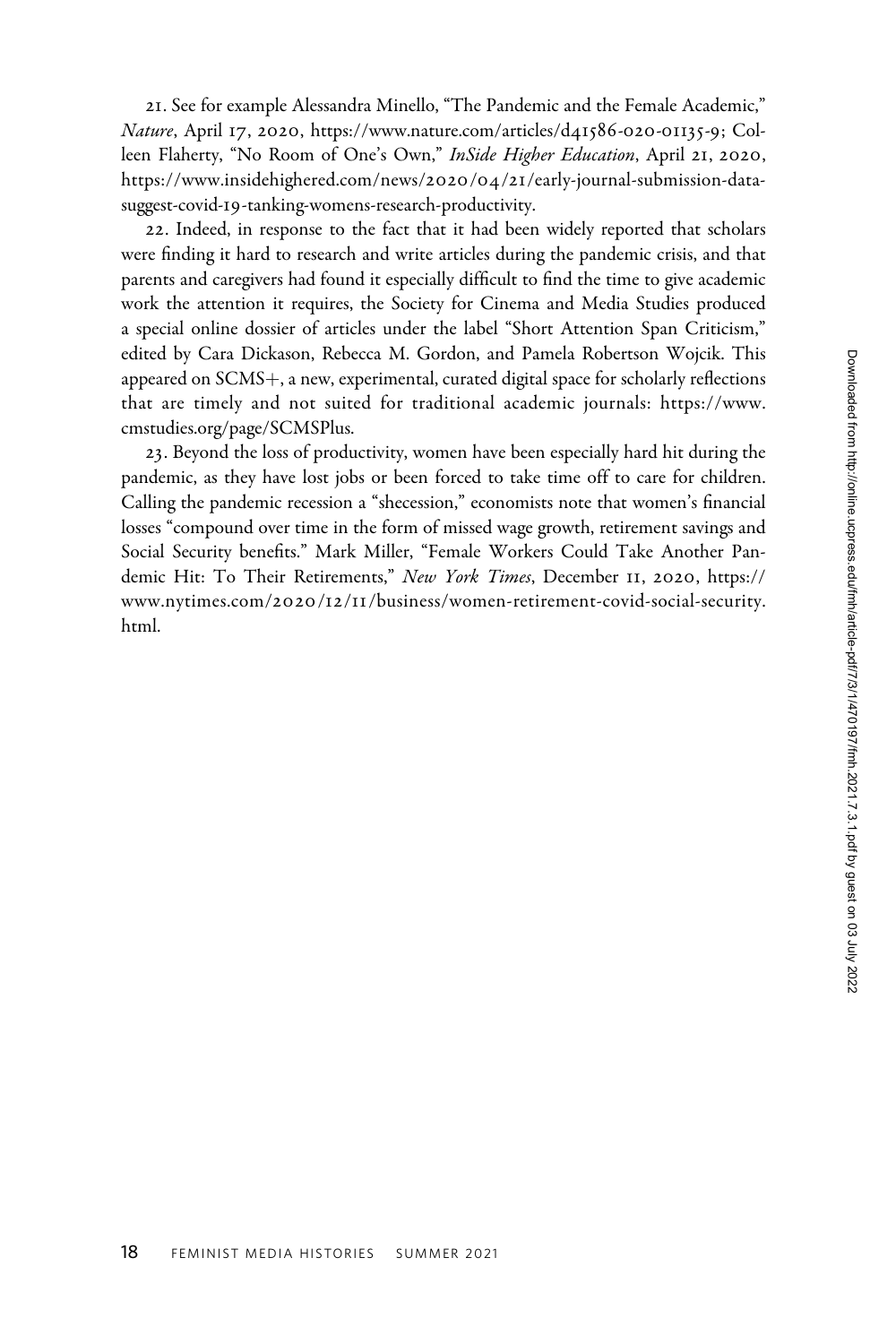21. See for example Alessandra Minello, "The Pandemic and the Female Academic," *Nature*, April 17, 2020, https://www.nature.com/articles/d41586-020-01135-9; Colleen Flaherty, "No Room of One's Own," *InSide Higher Education*, April 21, 2020, https://www.insidehighered.com/news/2020/04/21/early-journal-submission-data-suggest-covid-19-tanking-womens-research-productivity.

22. Indeed, in response to the fact that it had been widely reported that scholars were finding it hard to research and write articles during the pandemic crisis, and that parents and caregivers had found it especially difficult to find the time to give academic work the attention it requires, the Society for Cinema and Media Studies produced a special online dossier of articles under the label "Short Attention Span Criticism," edited by Cara Dickason, Rebecca M. Gordon, and Pamela Robertson Wojcik. This appeared on SCMS+, a new, experimental, curated digital space for scholarly reflections that are timely and not suited for traditional academic journals: https://www.cmstudies.org/page/SCMSPlus.

23. Beyond the loss of productivity, women have been especially hard hit during the pandemic, as they have lost jobs or been forced to take time off to care for children. Calling the pandemic recession a "shecession," economists note that women's financial losses "compound over time in the form of missed wage growth, retirement savings and Social Security benefits." Mark Miller, "Female Workers Could Take Another Pandemic Hit: To Their Retirements," *New York Times*, December 11, 2020, https://www.nytimes.com/2020/12/11/business/women-retirement-covid-social-security.html.